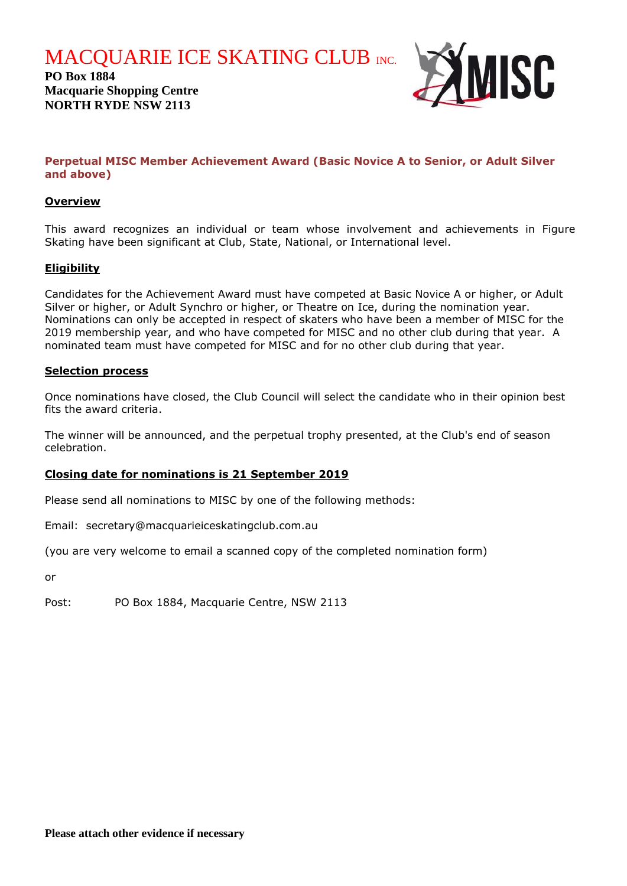# MACQUARIE ICE SKATING CLUB INC.

**PO Box 1884**
**Macquarie Shopping Centre**
**NORTH RYDE NSW 2113**

## Perpetual MISC Member Achievement Award (Basic Novice A to Senior, or Adult Silver and above)

### Overview

This award recognizes an individual or team whose involvement and achievements in Figure Skating have been significant at Club, State, National, or International level.

### Eligibility

Candidates for the Achievement Award must have competed at Basic Novice A or higher, or Adult Silver or higher, or Adult Synchro or higher, or Theatre on Ice, during the nomination year. Nominations can only be accepted in respect of skaters who have been a member of MISC for the 2019 membership year, and who have competed for MISC and no other club during that year. A nominated team must have competed for MISC and for no other club during that year.

### Selection process

Once nominations have closed, the Club Council will select the candidate who in their opinion best fits the award criteria.

The winner will be announced, and the perpetual trophy presented, at the Club's end of season celebration.

### Closing date for nominations is 21 September 2019

Please send all nominations to MISC by one of the following methods:

Email: secretary@macquarieiceskatingclub.com.au

(you are very welcome to email a scanned copy of the completed nomination form)

or

Post: PO Box 1884, Macquarie Centre, NSW 2113

**Please attach other evidence if necessary**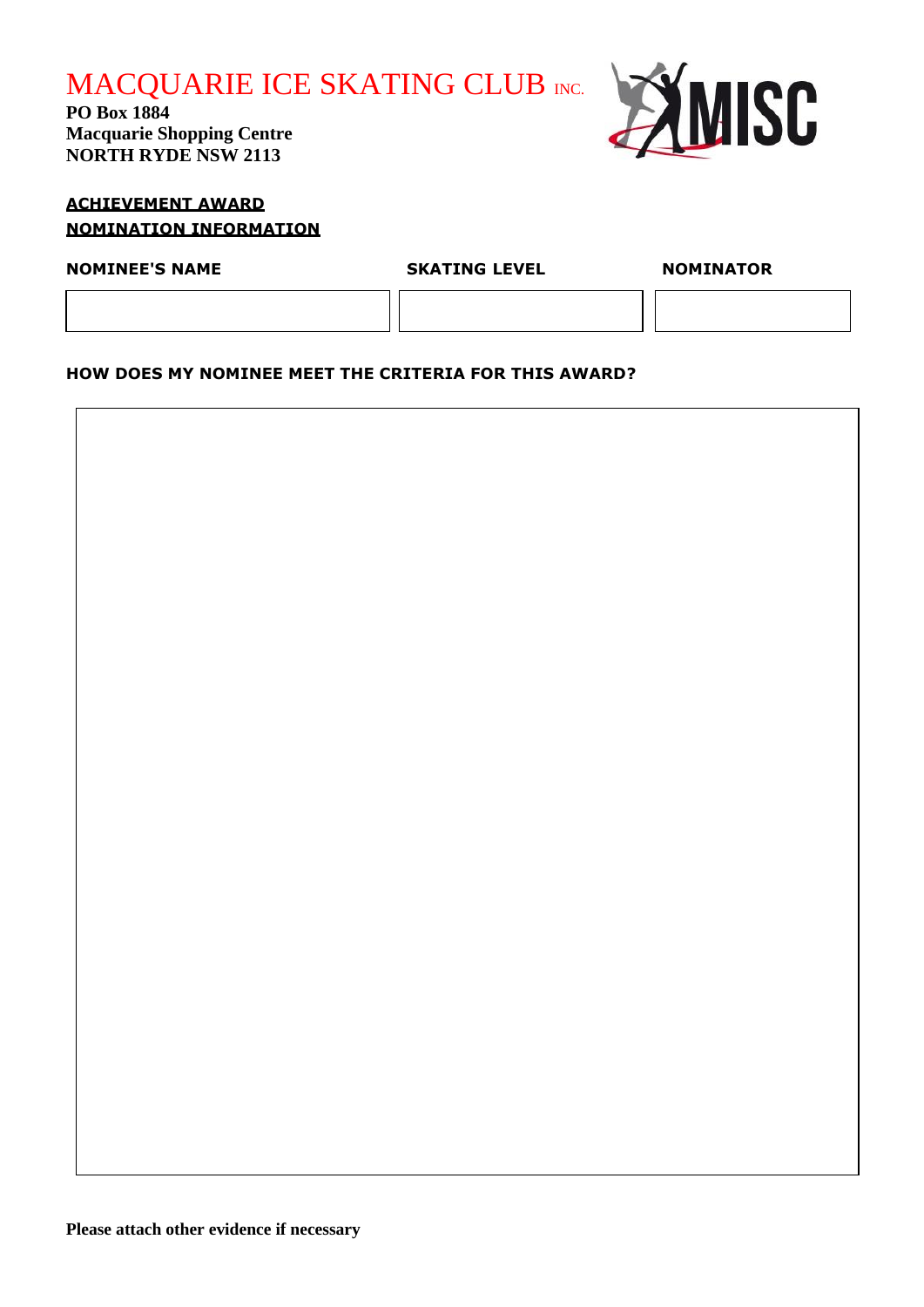# MACQUARIE ICE SKATING CLUB INC.

**PO Box 1884**
**Macquarie Shopping Centre**
**NORTH RYDE NSW 2113**

MISC

## ACHIEVEMENT AWARD
## NOMINATION INFORMATION

| NOMINEE'S NAME | SKATING LEVEL | NOMINATOR |
|---|---|---|
| | | |

**HOW DOES MY NOMINEE MEET THE CRITERIA FOR THIS AWARD?**

**Please attach other evidence if necessary**